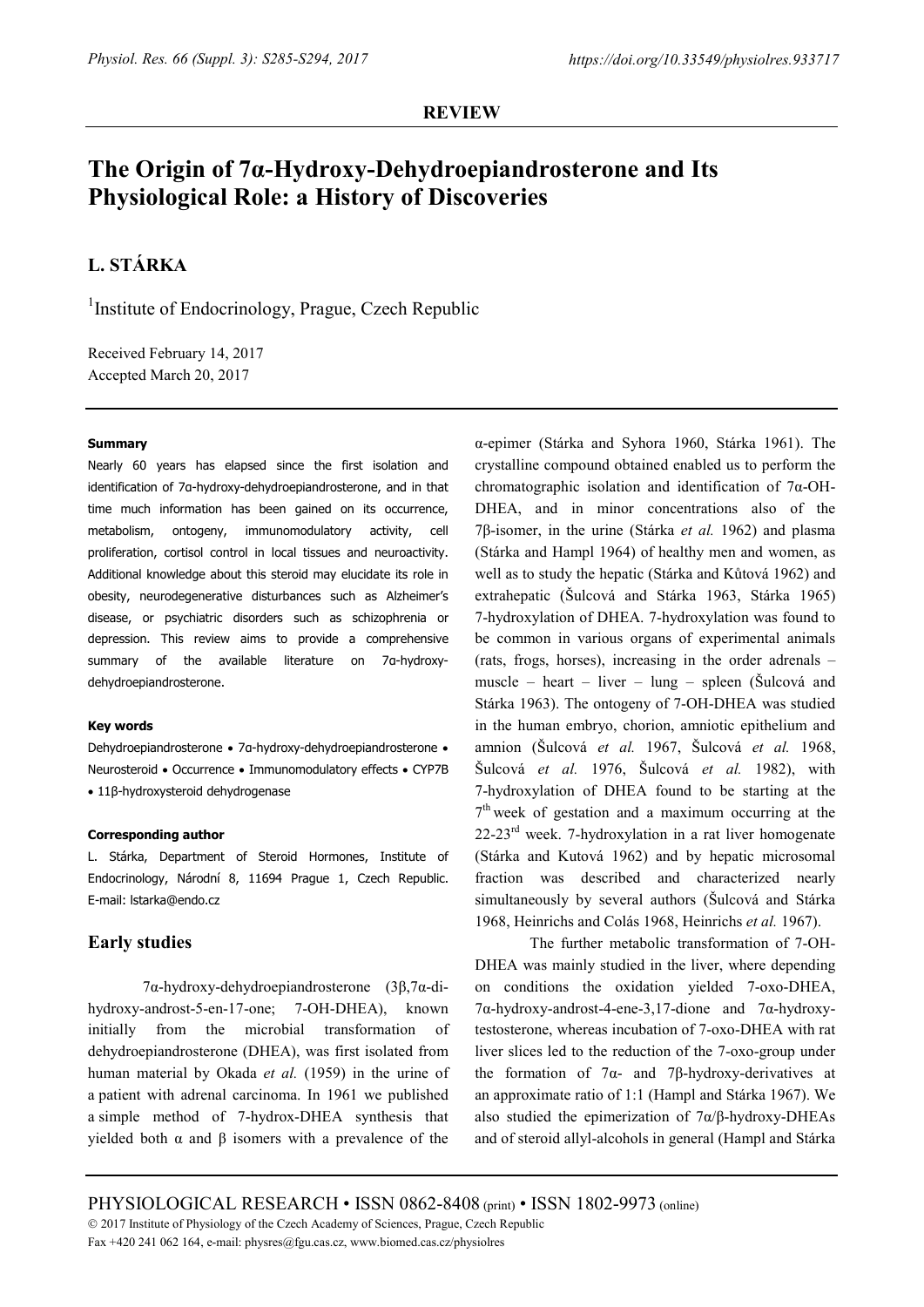**REVIEW**

# The Origin of 7α-Hydroxy-Dehydroepiandrosterone and Its Physiological Role: a History of Discoveries

## L. STÁRKA

[1]Institute of Endocrinology, Prague, Czech Republic

Received February 14, 2017
Accepted March 20, 2017

#### Summary

Nearly 60 years has elapsed since the first isolation and identification of 7α-hydroxy-dehydroepiandrosterone, and in that time much information has been gained on its occurrence, metabolism, ontogeny, immunomodulatory activity, cell proliferation, cortisol control in local tissues and neuroactivity. Additional knowledge about this steroid may elucidate its role in obesity, neurodegenerative disturbances such as Alzheimer's disease, or psychiatric disorders such as schizophrenia or depression. This review aims to provide a comprehensive summary of the available literature on 7α-hydroxy-dehydroepiandrosterone.

#### Key words

Dehydroepiandrosterone • 7α-hydroxy-dehydroepiandrosterone • Neurosteroid • Occurrence • Immunomodulatory effects • CYP7B • 11β-hydroxysteroid dehydrogenase

#### Corresponding author

L. Stárka, Department of Steroid Hormones, Institute of Endocrinology, Národní 8, 11694 Prague 1, Czech Republic. E-mail: lstarka@endo.cz

## Early studies

7α-hydroxy-dehydroepiandrosterone (3β,7α-dihydroxy-androst-5-en-17-one; 7-OH-DHEA), known initially from the microbial transformation of dehydroepiandrosterone (DHEA), was first isolated from human material by Okada *et al.* (1959) in the urine of a patient with adrenal carcinoma. In 1961 we published a simple method of 7-hydrox-DHEA synthesis that yielded both α and β isomers with a prevalence of the α-epimer (Stárka and Syhora 1960, Stárka 1961). The crystalline compound obtained enabled us to perform the chromatographic isolation and identification of 7α-OH-DHEA, and in minor concentrations also of the 7β-isomer, in the urine (Stárka *et al.* 1962) and plasma (Stárka and Hampl 1964) of healthy men and women, as well as to study the hepatic (Stárka and Kůtová 1962) and extrahepatic (Šulcová and Stárka 1963, Stárka 1965) 7-hydroxylation of DHEA. 7-hydroxylation was found to be common in various organs of experimental animals (rats, frogs, horses), increasing in the order adrenals – muscle – heart – liver – lung – spleen (Šulcová and Stárka 1963). The ontogeny of 7-OH-DHEA was studied in the human embryo, chorion, amniotic epithelium and amnion (Šulcová *et al.* 1967, Šulcová *et al.* 1968, Šulcová *et al.* 1976, Šulcová *et al.* 1982), with 7-hydroxylation of DHEA found to be starting at the 7[th] week of gestation and a maximum occurring at the 22-23[rd] week. 7-hydroxylation in a rat liver homogenate (Stárka and Kutová 1962) and by hepatic microsomal fraction was described and characterized nearly simultaneously by several authors (Šulcová and Stárka 1968, Heinrichs and Colás 1968, Heinrichs *et al.* 1967).

The further metabolic transformation of 7-OH-DHEA was mainly studied in the liver, where depending on conditions the oxidation yielded 7-oxo-DHEA, 7α-hydroxy-androst-4-ene-3,17-dione and 7α-hydroxy-testosterone, whereas incubation of 7-oxo-DHEA with rat liver slices led to the reduction of the 7-oxo-group under the formation of 7α- and 7β-hydroxy-derivatives at an approximate ratio of 1:1 (Hampl and Stárka 1967). We also studied the epimerization of 7α/β-hydroxy-DHEAs and of steroid allyl-alcohols in general (Hampl and Stárka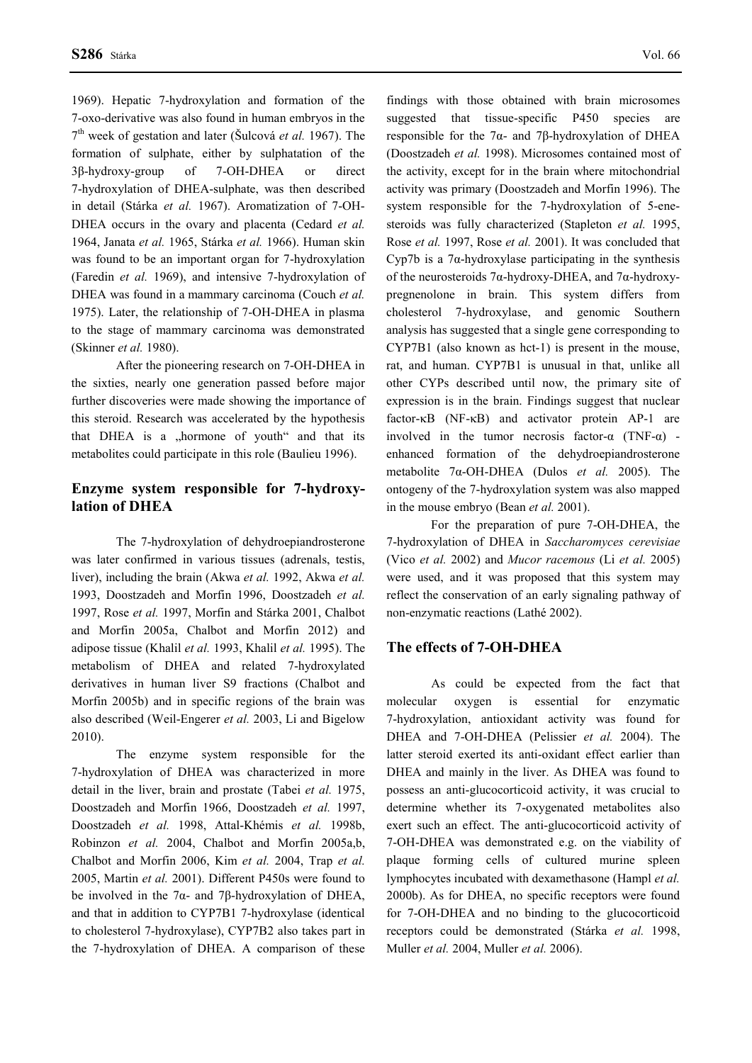1969). Hepatic 7-hydroxylation and formation of the 7-oxo-derivative was also found in human embryos in the 7[th] week of gestation and later (Šulcová *et al.* 1967). The formation of sulphate, either by sulphatation of the 3β-hydroxy-group of 7-OH-DHEA or direct 7-hydroxylation of DHEA-sulphate, was then described in detail (Stárka *et al.* 1967). Aromatization of 7-OH-DHEA occurs in the ovary and placenta (Cedard *et al.* 1964, Janata *et al.* 1965, Stárka *et al.* 1966). Human skin was found to be an important organ for 7-hydroxylation (Faredin *et al.* 1969), and intensive 7-hydroxylation of DHEA was found in a mammary carcinoma (Couch *et al.* 1975). Later, the relationship of 7-OH-DHEA in plasma to the stage of mammary carcinoma was demonstrated (Skinner *et al.* 1980).

After the pioneering research on 7-OH-DHEA in the sixties, nearly one generation passed before major further discoveries were made showing the importance of this steroid. Research was accelerated by the hypothesis that DHEA is a „hormone of youth" and that its metabolites could participate in this role (Baulieu 1996).

## Enzyme system responsible for 7-hydroxylation of DHEA

The 7-hydroxylation of dehydroepiandrosterone was later confirmed in various tissues (adrenals, testis, liver), including the brain (Akwa *et al.* 1992, Akwa *et al.* 1993, Doostzadeh and Morfin 1996, Doostzadeh *et al.* 1997, Rose *et al.* 1997, Morfin and Stárka 2001, Chalbot and Morfin 2005a, Chalbot and Morfin 2012) and adipose tissue (Khalil *et al.* 1993, Khalil *et al.* 1995). The metabolism of DHEA and related 7-hydroxylated derivatives in human liver S9 fractions (Chalbot and Morfin 2005b) and in specific regions of the brain was also described (Weil-Engerer *et al.* 2003, Li and Bigelow 2010).

The enzyme system responsible for the 7-hydroxylation of DHEA was characterized in more detail in the liver, brain and prostate (Tabei *et al.* 1975, Doostzadeh and Morfin 1966, Doostzadeh *et al.* 1997, Doostzadeh *et al.* 1998, Attal-Khémis *et al.* 1998b, Robinzon *et al.* 2004, Chalbot and Morfin 2005a,b, Chalbot and Morfin 2006, Kim *et al.* 2004, Trap *et al.* 2005, Martin *et al.* 2001). Different P450s were found to be involved in the 7α- and 7β-hydroxylation of DHEA, and that in addition to CYP7B1 7-hydroxylase (identical to cholesterol 7-hydroxylase), CYP7B2 also takes part in the 7-hydroxylation of DHEA. A comparison of these findings with those obtained with brain microsomes suggested that tissue-specific P450 species are responsible for the 7α- and 7β-hydroxylation of DHEA (Doostzadeh *et al.* 1998). Microsomes contained most of the activity, except for in the brain where mitochondrial activity was primary (Doostzadeh and Morfin 1996). The system responsible for the 7-hydroxylation of 5-ene-steroids was fully characterized (Stapleton *et al.* 1995, Rose *et al.* 1997, Rose *et al.* 2001). It was concluded that Cyp7b is a 7α-hydroxylase participating in the synthesis of the neurosteroids 7α-hydroxy-DHEA, and 7α-hydroxy-pregnenolone in brain. This system differs from cholesterol 7-hydroxylase, and genomic Southern analysis has suggested that a single gene corresponding to CYP7B1 (also known as hct-1) is present in the mouse, rat, and human. CYP7B1 is unusual in that, unlike all other CYPs described until now, the primary site of expression is in the brain. Findings suggest that nuclear factor-κB (NF-κB) and activator protein AP-1 are involved in the tumor necrosis factor-α (TNF-α) - enhanced formation of the dehydroepiandrosterone metabolite 7α-OH-DHEA (Dulos *et al.* 2005). The ontogeny of the 7-hydroxylation system was also mapped in the mouse embryo (Bean *et al.* 2001).

For the preparation of pure 7-OH-DHEA, the 7-hydroxylation of DHEA in *Saccharomyces cerevisiae* (Vico *et al.* 2002) and *Mucor racemous* (Li *et al.* 2005) were used, and it was proposed that this system may reflect the conservation of an early signaling pathway of non-enzymatic reactions (Lathé 2002).

## The effects of 7-OH-DHEA

As could be expected from the fact that molecular oxygen is essential for enzymatic 7-hydroxylation, antioxidant activity was found for DHEA and 7-OH-DHEA (Pelissier *et al.* 2004). The latter steroid exerted its anti-oxidant effect earlier than DHEA and mainly in the liver. As DHEA was found to possess an anti-glucocorticoid activity, it was crucial to determine whether its 7-oxygenated metabolites also exert such an effect. The anti-glucocorticoid activity of 7-OH-DHEA was demonstrated e.g. on the viability of plaque forming cells of cultured murine spleen lymphocytes incubated with dexamethasone (Hampl *et al.* 2000b). As for DHEA, no specific receptors were found for 7-OH-DHEA and no binding to the glucocorticoid receptors could be demonstrated (Stárka *et al.* 1998, Muller *et al.* 2004, Muller *et al.* 2006).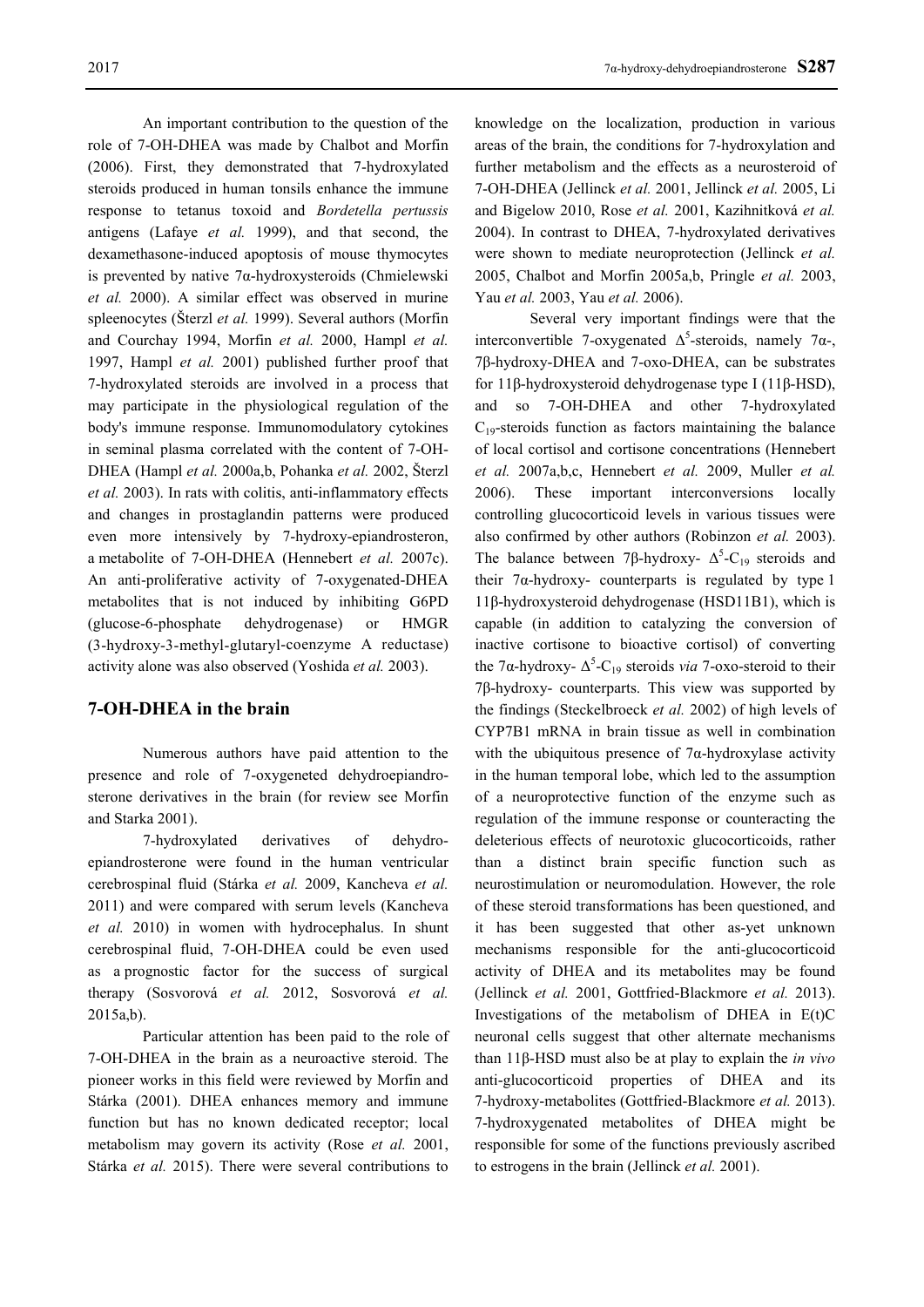An important contribution to the question of the role of 7-OH-DHEA was made by Chalbot and Morfin (2006). First, they demonstrated that 7-hydroxylated steroids produced in human tonsils enhance the immune response to tetanus toxoid and *Bordetella pertussis* antigens (Lafaye *et al.* 1999), and that second, the dexamethasone-induced apoptosis of mouse thymocytes is prevented by native 7α-hydroxysteroids (Chmielewski *et al.* 2000). A similar effect was observed in murine spleenocytes (Šterzl *et al.* 1999). Several authors (Morfin and Courchay 1994, Morfin *et al.* 2000, Hampl *et al.* 1997, Hampl *et al.* 2001) published further proof that 7-hydroxylated steroids are involved in a process that may participate in the physiological regulation of the body's immune response. Immunomodulatory cytokines in seminal plasma correlated with the content of 7-OH-DHEA (Hampl *et al.* 2000a,b, Pohanka *et al.* 2002, Šterzl *et al.* 2003). In rats with colitis, anti-inflammatory effects and changes in prostaglandin patterns were produced even more intensively by 7-hydroxy-epiandrosteron, a metabolite of 7-OH-DHEA (Hennebert *et al.* 2007c). An anti-proliferative activity of 7-oxygenated-DHEA metabolites that is not induced by inhibiting G6PD (glucose-6-phosphate dehydrogenase) or HMGR (3-hydroxy-3-methyl-glutaryl-coenzyme A reductase) activity alone was also observed (Yoshida *et al.* 2003).

## 7-OH-DHEA in the brain

Numerous authors have paid attention to the presence and role of 7-oxygeneted dehydroepiandrosterone derivatives in the brain (for review see Morfin and Starka 2001).

7-hydroxylated derivatives of dehydroepiandrosterone were found in the human ventricular cerebrospinal fluid (Stárka *et al.* 2009, Kancheva *et al.* 2011) and were compared with serum levels (Kancheva *et al.* 2010) in women with hydrocephalus. In shunt cerebrospinal fluid, 7-OH-DHEA could be even used as a prognostic factor for the success of surgical therapy (Sosvorová *et al.* 2012, Sosvorová *et al.* 2015a,b).

Particular attention has been paid to the role of 7-OH-DHEA in the brain as a neuroactive steroid. The pioneer works in this field were reviewed by Morfin and Stárka (2001). DHEA enhances memory and immune function but has no known dedicated receptor; local metabolism may govern its activity (Rose *et al.* 2001, Stárka *et al.* 2015). There were several contributions to knowledge on the localization, production in various areas of the brain, the conditions for 7-hydroxylation and further metabolism and the effects as a neurosteroid of 7-OH-DHEA (Jellinck *et al.* 2001, Jellinck *et al.* 2005, Li and Bigelow 2010, Rose *et al.* 2001, Kazihnitková *et al.* 2004). In contrast to DHEA, 7-hydroxylated derivatives were shown to mediate neuroprotection (Jellinck *et al.* 2005, Chalbot and Morfin 2005a,b, Pringle *et al.* 2003, Yau *et al.* 2003, Yau *et al.* 2006).

Several very important findings were that the interconvertible 7-oxygenated $\Delta^5$-steroids, namely 7α-, 7β-hydroxy-DHEA and 7-oxo-DHEA, can be substrates for 11β-hydroxysteroid dehydrogenase type I (11β-HSD), and so 7-OH-DHEA and other 7-hydroxylated $C_{19}$-steroids function as factors maintaining the balance of local cortisol and cortisone concentrations (Hennebert *et al.* 2007a,b,c, Hennebert *et al.* 2009, Muller *et al.* 2006). These important interconversions locally controlling glucocorticoid levels in various tissues were also confirmed by other authors (Robinzon *et al.* 2003). The balance between 7β-hydroxy- $\Delta^5$-$C_{19}$ steroids and their 7α-hydroxy- counterparts is regulated by type 1 11β-hydroxysteroid dehydrogenase (HSD11B1), which is capable (in addition to catalyzing the conversion of inactive cortisone to bioactive cortisol) of converting the 7α-hydroxy- $\Delta^5$-$C_{19}$ steroids *via* 7-oxo-steroid to their 7β-hydroxy- counterparts. This view was supported by the findings (Steckelbroeck *et al.* 2002) of high levels of CYP7B1 mRNA in brain tissue as well in combination with the ubiquitous presence of 7α-hydroxylase activity in the human temporal lobe, which led to the assumption of a neuroprotective function of the enzyme such as regulation of the immune response or counteracting the deleterious effects of neurotoxic glucocorticoids, rather than a distinct brain specific function such as neurostimulation or neuromodulation. However, the role of these steroid transformations has been questioned, and it has been suggested that other as-yet unknown mechanisms responsible for the anti-glucocorticoid activity of DHEA and its metabolites may be found (Jellinck *et al.* 2001, Gottfried-Blackmore *et al.* 2013). Investigations of the metabolism of DHEA in E(t)C neuronal cells suggest that other alternate mechanisms than 11β-HSD must also be at play to explain the *in vivo* anti-glucocorticoid properties of DHEA and its 7-hydroxy-metabolites (Gottfried-Blackmore *et al.* 2013). 7-hydroxygenated metabolites of DHEA might be responsible for some of the functions previously ascribed to estrogens in the brain (Jellinck *et al.* 2001).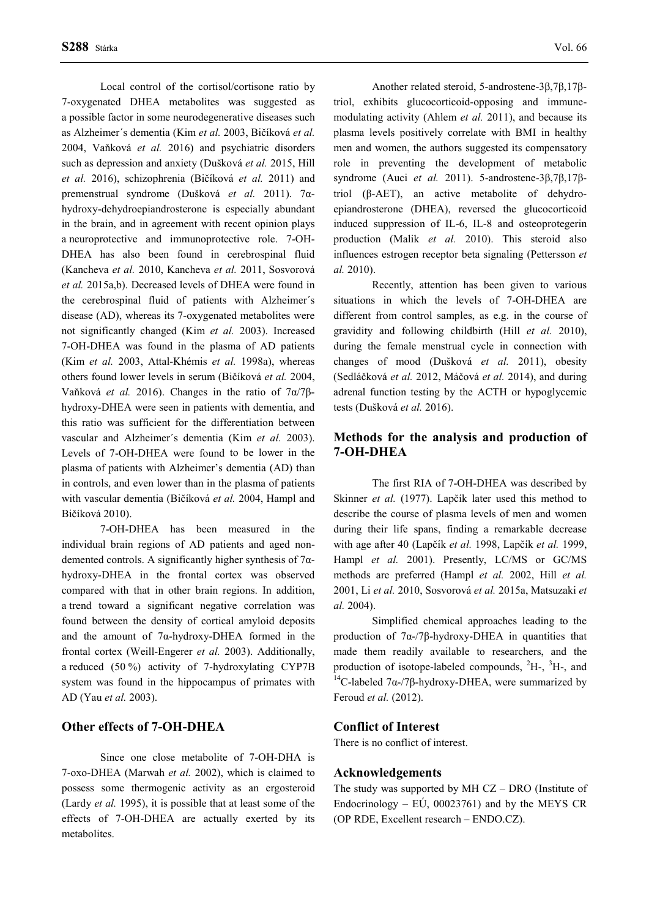Local control of the cortisol/cortisone ratio by 7-oxygenated DHEA metabolites was suggested as a possible factor in some neurodegenerative diseases such as Alzheimer´s dementia (Kim *et al.* 2003, Bičíková *et al.* 2004, Vaňková *et al.* 2016) and psychiatric disorders such as depression and anxiety (Dušková *et al.* 2015, Hill *et al.* 2016), schizophrenia (Bičíková *et al.* 2011) and premenstrual syndrome (Dušková *et al.* 2011). 7α-hydroxy-dehydroepiandrosterone is especially abundant in the brain, and in agreement with recent opinion plays a neuroprotective and immunoprotective role. 7-OH-DHEA has also been found in cerebrospinal fluid (Kancheva *et al.* 2010, Kancheva *et al.* 2011, Sosvorová *et al.* 2015a,b). Decreased levels of DHEA were found in the cerebrospinal fluid of patients with Alzheimer´s disease (AD), whereas its 7-oxygenated metabolites were not significantly changed (Kim *et al.* 2003). Increased 7-OH-DHEA was found in the plasma of AD patients (Kim *et al.* 2003, Attal-Khémis *et al.* 1998a), whereas others found lower levels in serum (Bičíková *et al.* 2004, Vaňková *et al.* 2016). Changes in the ratio of 7α/7β-hydroxy-DHEA were seen in patients with dementia, and this ratio was sufficient for the differentiation between vascular and Alzheimer´s dementia (Kim *et al.* 2003). Levels of 7-OH-DHEA were found to be lower in the plasma of patients with Alzheimer's dementia (AD) than in controls, and even lower than in the plasma of patients with vascular dementia (Bičíková *et al.* 2004, Hampl and Bičíková 2010).

7-OH-DHEA has been measured in the individual brain regions of AD patients and aged non-demented controls. A significantly higher synthesis of 7α-hydroxy-DHEA in the frontal cortex was observed compared with that in other brain regions. In addition, a trend toward a significant negative correlation was found between the density of cortical amyloid deposits and the amount of 7α-hydroxy-DHEA formed in the frontal cortex (Weill-Engerer *et al.* 2003). Additionally, a reduced (50 %) activity of 7-hydroxylating CYP7B system was found in the hippocampus of primates with AD (Yau *et al.* 2003).

## Other effects of 7-OH-DHEA

Since one close metabolite of 7-OH-DHA is 7-oxo-DHEA (Marwah *et al.* 2002), which is claimed to possess some thermogenic activity as an ergosteroid (Lardy *et al.* 1995), it is possible that at least some of the effects of 7-OH-DHEA are actually exerted by its metabolites.

Another related steroid, 5-androstene-3β,7β,17β-triol, exhibits glucocorticoid-opposing and immune-modulating activity (Ahlem *et al.* 2011), and because its plasma levels positively correlate with BMI in healthy men and women, the authors suggested its compensatory role in preventing the development of metabolic syndrome (Auci *et al.* 2011). 5-androstene-3β,7β,17β-triol (β-AET), an active metabolite of dehydro-epiandrosterone (DHEA), reversed the glucocorticoid induced suppression of IL-6, IL-8 and osteoprotegerin production (Malik *et al.* 2010). This steroid also influences estrogen receptor beta signaling (Pettersson *et al.* 2010).

Recently, attention has been given to various situations in which the levels of 7-OH-DHEA are different from control samples, as e.g. in the course of gravidity and following childbirth (Hill *et al.* 2010), during the female menstrual cycle in connection with changes of mood (Dušková *et al.* 2011), obesity (Sedláčková *et al.* 2012, Máčová *et al.* 2014), and during adrenal function testing by the ACTH or hypoglycemic tests (Dušková *et al.* 2016).

## Methods for the analysis and production of 7-OH-DHEA

The first RIA of 7-OH-DHEA was described by Skinner *et al.* (1977). Lapčík later used this method to describe the course of plasma levels of men and women during their life spans, finding a remarkable decrease with age after 40 (Lapčík *et al.* 1998, Lapčík *et al.* 1999, Hampl *et al.* 2001). Presently, LC/MS or GC/MS methods are preferred (Hampl *et al.* 2002, Hill *et al.* 2001, Li *et al.* 2010, Sosvorová *et al.* 2015a, Matsuzaki *et al.* 2004).

Simplified chemical approaches leading to the production of 7α-/7β-hydroxy-DHEA in quantities that made them readily available to researchers, and the production of isotope-labeled compounds, $^{2}$H-, $^{3}$H-, and $^{14}$C-labeled 7α-/7β-hydroxy-DHEA, were summarized by Feroud *et al.* (2012).

## Conflict of Interest

There is no conflict of interest.

## Acknowledgements

The study was supported by MH CZ – DRO (Institute of Endocrinology – EÚ, 00023761) and by the MEYS CR (OP RDE, Excellent research – ENDO.CZ).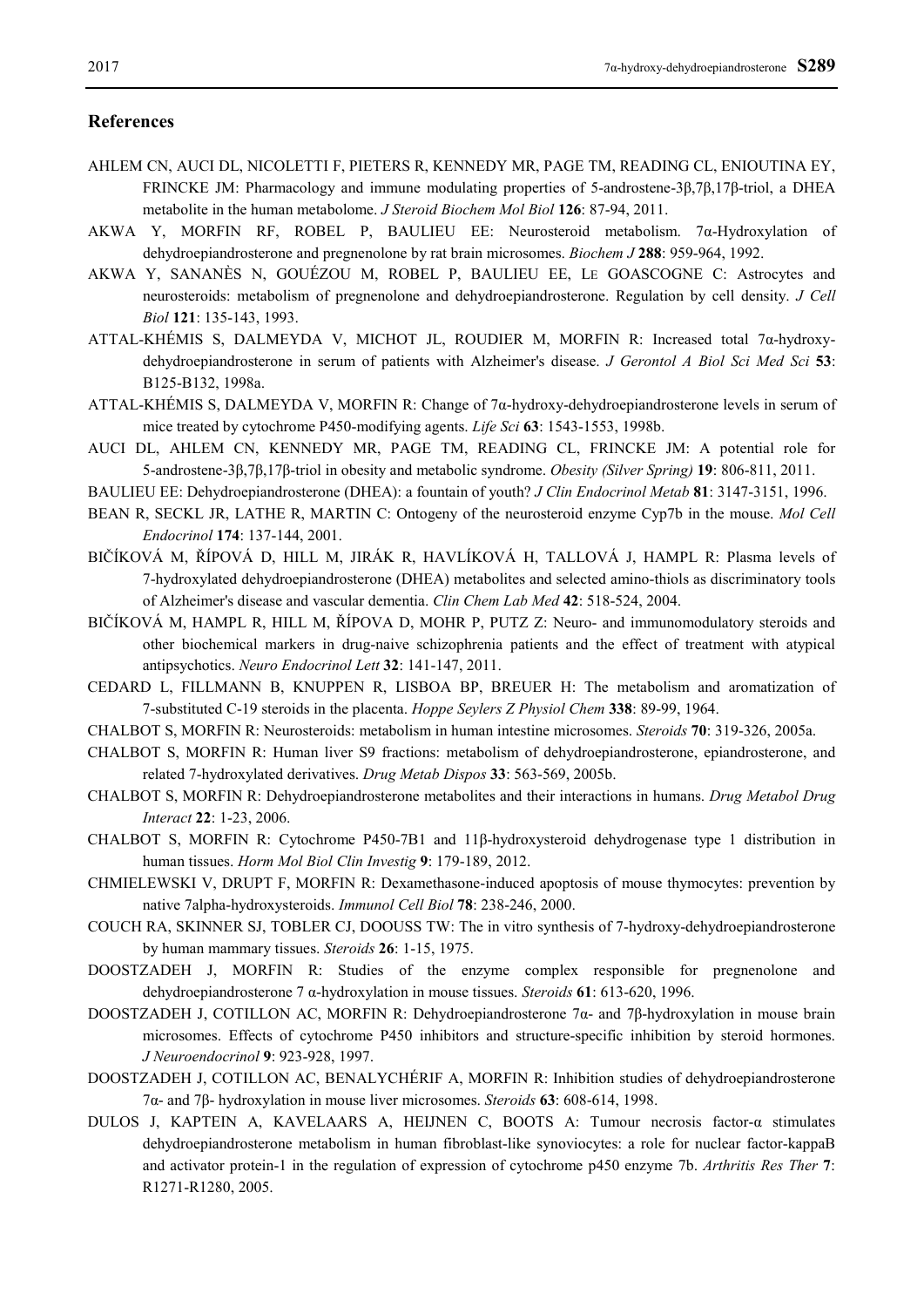## References

AHLEM CN, AUCI DL, NICOLETTI F, PIETERS R, KENNEDY MR, PAGE TM, READING CL, ENIOUTINA EY, FRINCKE JM: Pharmacology and immune modulating properties of 5-androstene-3β,7β,17β-triol, a DHEA metabolite in the human metabolome. *J Steroid Biochem Mol Biol* **126**: 87-94, 2011.

AKWA Y, MORFIN RF, ROBEL P, BAULIEU EE: Neurosteroid metabolism. 7α-Hydroxylation of dehydroepiandrosterone and pregnenolone by rat brain microsomes. *Biochem J* **288**: 959-964, 1992.

AKWA Y, SANANÈS N, GOUÉZOU M, ROBEL P, BAULIEU EE, LE GOASCOGNE C: Astrocytes and neurosteroids: metabolism of pregnenolone and dehydroepiandrosterone. Regulation by cell density. *J Cell Biol* **121**: 135-143, 1993.

ATTAL-KHÉMIS S, DALMEYDA V, MICHOT JL, ROUDIER M, MORFIN R: Increased total 7α-hydroxy-dehydroepiandrosterone in serum of patients with Alzheimer's disease. *J Gerontol A Biol Sci Med Sci* **53**: B125-B132, 1998a.

ATTAL-KHÉMIS S, DALMEYDA V, MORFIN R: Change of 7α-hydroxy-dehydroepiandrosterone levels in serum of mice treated by cytochrome P450-modifying agents. *Life Sci* **63**: 1543-1553, 1998b.

AUCI DL, AHLEM CN, KENNEDY MR, PAGE TM, READING CL, FRINCKE JM: A potential role for 5-androstene-3β,7β,17β-triol in obesity and metabolic syndrome. *Obesity (Silver Spring)* **19**: 806-811, 2011.

BAULIEU EE: Dehydroepiandrosterone (DHEA): a fountain of youth? *J Clin Endocrinol Metab* **81**: 3147-3151, 1996.

BEAN R, SECKL JR, LATHE R, MARTIN C: Ontogeny of the neurosteroid enzyme Cyp7b in the mouse. *Mol Cell Endocrinol* **174**: 137-144, 2001.

BIČÍKOVÁ M, ŘÍPOVÁ D, HILL M, JIRÁK R, HAVLÍKOVÁ H, TALLOVÁ J, HAMPL R: Plasma levels of 7-hydroxylated dehydroepiandrosterone (DHEA) metabolites and selected amino-thiols as discriminatory tools of Alzheimer's disease and vascular dementia. *Clin Chem Lab Med* **42**: 518-524, 2004.

BIČÍKOVÁ M, HAMPL R, HILL M, ŘÍPOVA D, MOHR P, PUTZ Z: Neuro- and immunomodulatory steroids and other biochemical markers in drug-naive schizophrenia patients and the effect of treatment with atypical antipsychotics. *Neuro Endocrinol Lett* **32**: 141-147, 2011.

CEDARD L, FILLMANN B, KNUPPEN R, LISBOA BP, BREUER H: The metabolism and aromatization of 7-substituted C-19 steroids in the placenta. *Hoppe Seylers Z Physiol Chem* **338**: 89-99, 1964.

CHALBOT S, MORFIN R: Neurosteroids: metabolism in human intestine microsomes. *Steroids* **70**: 319-326, 2005a.

CHALBOT S, MORFIN R: Human liver S9 fractions: metabolism of dehydroepiandrosterone, epiandrosterone, and related 7-hydroxylated derivatives. *Drug Metab Dispos* **33**: 563-569, 2005b.

CHALBOT S, MORFIN R: Dehydroepiandrosterone metabolites and their interactions in humans. *Drug Metabol Drug Interact* **22**: 1-23, 2006.

CHALBOT S, MORFIN R: Cytochrome P450-7B1 and 11β-hydroxysteroid dehydrogenase type 1 distribution in human tissues. *Horm Mol Biol Clin Investig* **9**: 179-189, 2012.

CHMIELEWSKI V, DRUPT F, MORFIN R: Dexamethasone-induced apoptosis of mouse thymocytes: prevention by native 7alpha-hydroxysteroids. *Immunol Cell Biol* **78**: 238-246, 2000.

COUCH RA, SKINNER SJ, TOBLER CJ, DOOUSS TW: The in vitro synthesis of 7-hydroxy-dehydroepiandrosterone by human mammary tissues. *Steroids* **26**: 1-15, 1975.

DOOSTZADEH J, MORFIN R: Studies of the enzyme complex responsible for pregnenolone and dehydroepiandrosterone 7 α-hydroxylation in mouse tissues. *Steroids* **61**: 613-620, 1996.

DOOSTZADEH J, COTILLON AC, MORFIN R: Dehydroepiandrosterone 7α- and 7β-hydroxylation in mouse brain microsomes. Effects of cytochrome P450 inhibitors and structure-specific inhibition by steroid hormones. *J Neuroendocrinol* **9**: 923-928, 1997.

DOOSTZADEH J, COTILLON AC, BENALYCHÉRIF A, MORFIN R: Inhibition studies of dehydroepiandrosterone 7α- and 7β- hydroxylation in mouse liver microsomes. *Steroids* **63**: 608-614, 1998.

DULOS J, KAPTEIN A, KAVELAARS A, HEIJNEN C, BOOTS A: Tumour necrosis factor-α stimulates dehydroepiandrosterone metabolism in human fibroblast-like synoviocytes: a role for nuclear factor-kappaB and activator protein-1 in the regulation of expression of cytochrome p450 enzyme 7b. *Arthritis Res Ther* **7**: R1271-R1280, 2005.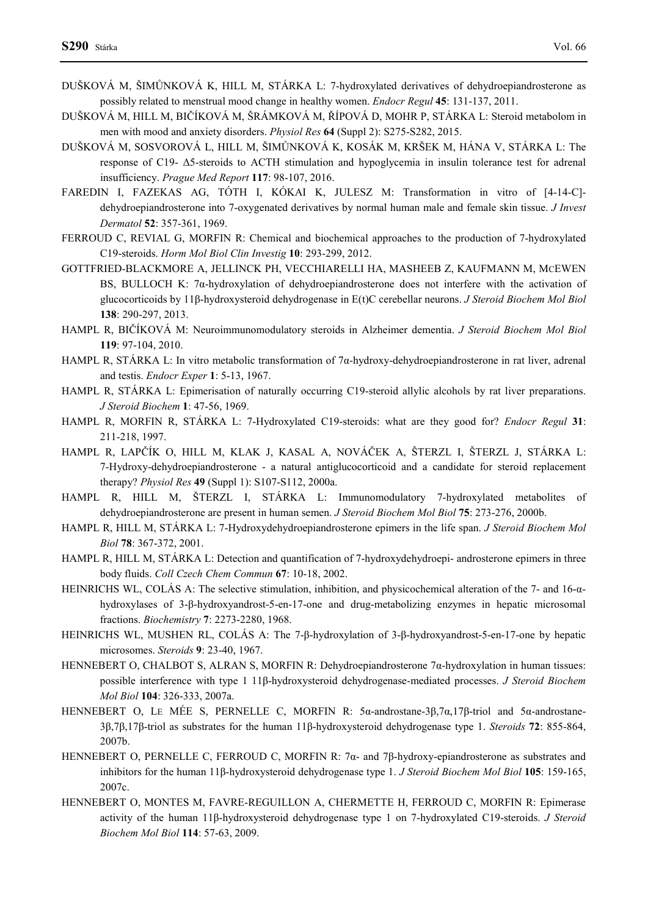DUŠKOVÁ M, ŠIMŮNKOVÁ K, HILL M, STÁRKA L: 7-hydroxylated derivatives of dehydroepiandrosterone as possibly related to menstrual mood change in healthy women. *Endocr Regul* **45**: 131-137, 2011.

DUŠKOVÁ M, HILL M, BIČÍKOVÁ M, ŠRÁMKOVÁ M, ŘÍPOVÁ D, MOHR P, STÁRKA L: Steroid metabolom in men with mood and anxiety disorders. *Physiol Res* **64** (Suppl 2): S275-S282, 2015.

DUŠKOVÁ M, SOSVOROVÁ L, HILL M, ŠIMŮNKOVÁ K, KOSÁK M, KRŠEK M, HÁNA V, STÁRKA L: The response of C19- Δ5-steroids to ACTH stimulation and hypoglycemia in insulin tolerance test for adrenal insufficiency. *Prague Med Report* **117**: 98-107, 2016.

FAREDIN I, FAZEKAS AG, TÓTH I, KÓKAI K, JULESZ M: Transformation in vitro of [4-14-C]-dehydroepiandrosterone into 7-oxygenated derivatives by normal human male and female skin tissue. *J Invest Dermatol* **52**: 357-361, 1969.

FERROUD C, REVIAL G, MORFIN R: Chemical and biochemical approaches to the production of 7-hydroxylated C19-steroids. *Horm Mol Biol Clin Investig* **10**: 293-299, 2012.

GOTTFRIED-BLACKMORE A, JELLINCK PH, VECCHIARELLI HA, MASHEEB Z, KAUFMANN M, MCEWEN BS, BULLOCH K: 7α-hydroxylation of dehydroepiandrosterone does not interfere with the activation of glucocorticoids by 11β-hydroxysteroid dehydrogenase in E(t)C cerebellar neurons. *J Steroid Biochem Mol Biol* **138**: 290-297, 2013.

HAMPL R, BIČÍKOVÁ M: Neuroimmunomodulatory steroids in Alzheimer dementia. *J Steroid Biochem Mol Biol* **119**: 97-104, 2010.

HAMPL R, STÁRKA L: In vitro metabolic transformation of 7α-hydroxy-dehydroepiandrosterone in rat liver, adrenal and testis. *Endocr Exper* **1**: 5-13, 1967.

HAMPL R, STÁRKA L: Epimerisation of naturally occurring C19-steroid allylic alcohols by rat liver preparations. *J Steroid Biochem* **1**: 47-56, 1969.

HAMPL R, MORFIN R, STÁRKA L: 7-Hydroxylated C19-steroids: what are they good for? *Endocr Regul* **31**: 211-218, 1997.

HAMPL R, LAPČÍK O, HILL M, KLAK J, KASAL A, NOVÁČEK A, ŠTERZL I, ŠTERZL J, STÁRKA L: 7-Hydroxy-dehydroepiandrosterone - a natural antiglucocorticoid and a candidate for steroid replacement therapy? *Physiol Res* **49** (Suppl 1): S107-S112, 2000a.

HAMPL R, HILL M, ŠTERZL I, STÁRKA L: Immunomodulatory 7-hydroxylated metabolites of dehydroepiandrosterone are present in human semen. *J Steroid Biochem Mol Biol* **75**: 273-276, 2000b.

HAMPL R, HILL M, STÁRKA L: 7-Hydroxydehydroepiandrosterone epimers in the life span. *J Steroid Biochem Mol Biol* **78**: 367-372, 2001.

HAMPL R, HILL M, STÁRKA L: Detection and quantification of 7-hydroxydehydroepi- androsterone epimers in three body fluids. *Coll Czech Chem Commun* **67**: 10-18, 2002.

HEINRICHS WL, COLÁS A: The selective stimulation, inhibition, and physicochemical alteration of the 7- and 16-α-hydroxylases of 3-β-hydroxyandrost-5-en-17-one and drug-metabolizing enzymes in hepatic microsomal fractions. *Biochemistry* **7**: 2273-2280, 1968.

HEINRICHS WL, MUSHEN RL, COLÁS A: The 7-β-hydroxylation of 3-β-hydroxyandrost-5-en-17-one by hepatic microsomes. *Steroids* **9**: 23-40, 1967.

HENNEBERT O, CHALBOT S, ALRAN S, MORFIN R: Dehydroepiandrosterone 7α-hydroxylation in human tissues: possible interference with type 1 11β-hydroxysteroid dehydrogenase-mediated processes. *J Steroid Biochem Mol Biol* **104**: 326-333, 2007a.

HENNEBERT O, LE MÉE S, PERNELLE C, MORFIN R: 5α-androstane-3β,7α,17β-triol and 5α-androstane-3β,7β,17β-triol as substrates for the human 11β-hydroxysteroid dehydrogenase type 1. *Steroids* **72**: 855-864, 2007b.

HENNEBERT O, PERNELLE C, FERROUD C, MORFIN R: 7α- and 7β-hydroxy-epiandrosterone as substrates and inhibitors for the human 11β-hydroxysteroid dehydrogenase type 1. *J Steroid Biochem Mol Biol* **105**: 159-165, 2007c.

HENNEBERT O, MONTES M, FAVRE-REGUILLON A, CHERMETTE H, FERROUD C, MORFIN R: Epimerase activity of the human 11β-hydroxysteroid dehydrogenase type 1 on 7-hydroxylated C19-steroids. *J Steroid Biochem Mol Biol* **114**: 57-63, 2009.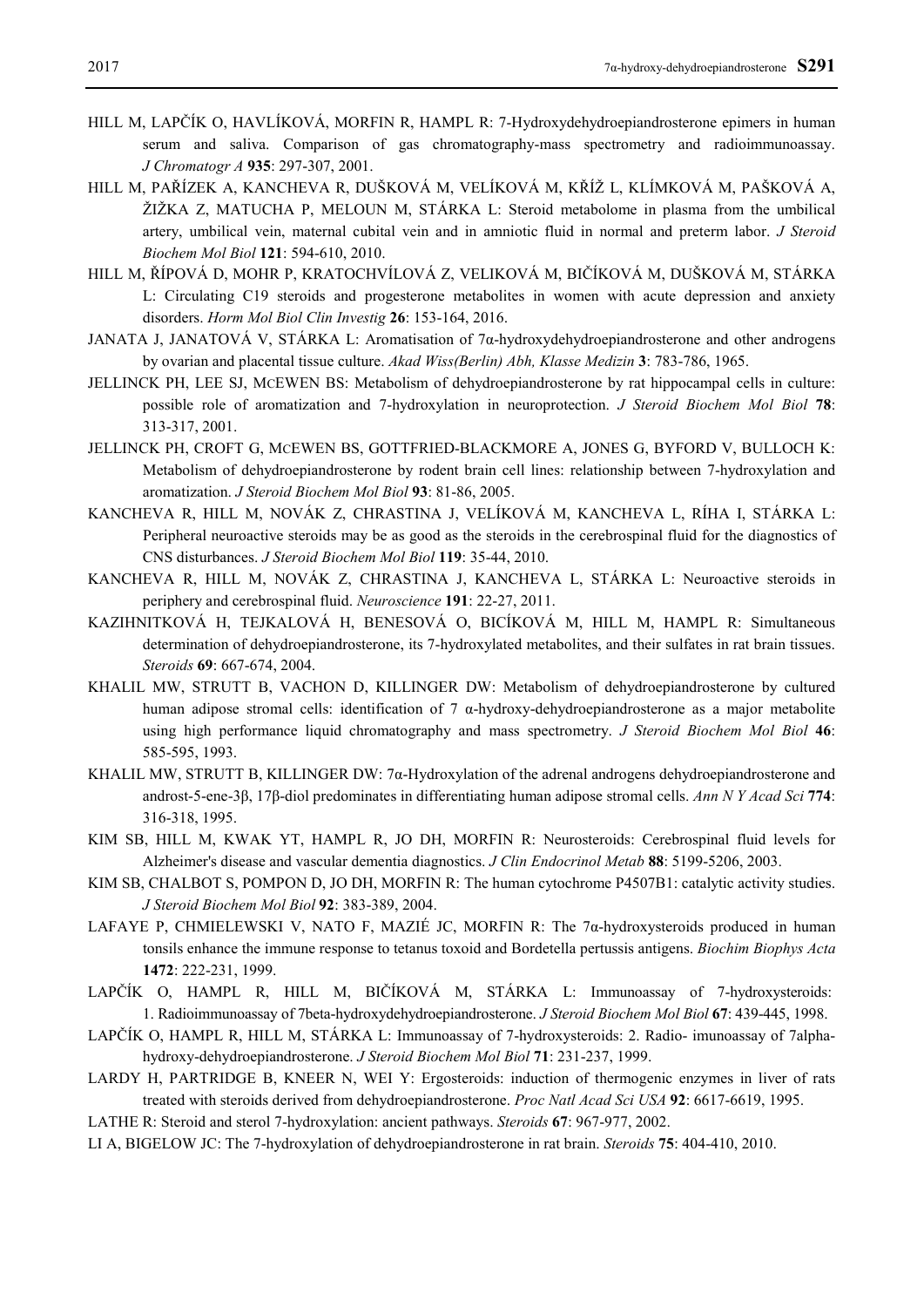HILL M, LAPČÍK O, HAVLÍKOVÁ, MORFIN R, HAMPL R: 7-Hydroxydehydroepiandrosterone epimers in human serum and saliva. Comparison of gas chromatography-mass spectrometry and radioimmunoassay. *J Chromatogr A* **935**: 297-307, 2001.

HILL M, PAŘÍZEK A, KANCHEVA R, DUŠKOVÁ M, VELÍKOVÁ M, KŘÍŽ L, KLÍMKOVÁ M, PAŠKOVÁ A, ŽIŽKA Z, MATUCHA P, MELOUN M, STÁRKA L: Steroid metabolome in plasma from the umbilical artery, umbilical vein, maternal cubital vein and in amniotic fluid in normal and preterm labor. *J Steroid Biochem Mol Biol* **121**: 594-610, 2010.

HILL M, ŘÍPOVÁ D, MOHR P, KRATOCHVÍLOVÁ Z, VELIKOVÁ M, BIČÍKOVÁ M, DUŠKOVÁ M, STÁRKA L: Circulating C19 steroids and progesterone metabolites in women with acute depression and anxiety disorders. *Horm Mol Biol Clin Investig* **26**: 153-164, 2016.

JANATA J, JANATOVÁ V, STÁRKA L: Aromatisation of 7α-hydroxydehydroepiandrosterone and other androgens by ovarian and placental tissue culture. *Akad Wiss(Berlin) Abh, Klasse Medizin* **3**: 783-786, 1965.

JELLINCK PH, LEE SJ, MCEWEN BS: Metabolism of dehydroepiandrosterone by rat hippocampal cells in culture: possible role of aromatization and 7-hydroxylation in neuroprotection. *J Steroid Biochem Mol Biol* **78**: 313-317, 2001.

JELLINCK PH, CROFT G, MCEWEN BS, GOTTFRIED-BLACKMORE A, JONES G, BYFORD V, BULLOCH K: Metabolism of dehydroepiandrosterone by rodent brain cell lines: relationship between 7-hydroxylation and aromatization. *J Steroid Biochem Mol Biol* **93**: 81-86, 2005.

KANCHEVA R, HILL M, NOVÁK Z, CHRASTINA J, VELÍKOVÁ M, KANCHEVA L, ŘÍHA I, STÁRKA L: Peripheral neuroactive steroids may be as good as the steroids in the cerebrospinal fluid for the diagnostics of CNS disturbances. *J Steroid Biochem Mol Biol* **119**: 35-44, 2010.

KANCHEVA R, HILL M, NOVÁK Z, CHRASTINA J, KANCHEVA L, STÁRKA L: Neuroactive steroids in periphery and cerebrospinal fluid. *Neuroscience* **191**: 22-27, 2011.

KAZIHNITKOVÁ H, TEJKALOVÁ H, BENESOVÁ O, BICÍKOVÁ M, HILL M, HAMPL R: Simultaneous determination of dehydroepiandrosterone, its 7-hydroxylated metabolites, and their sulfates in rat brain tissues. *Steroids* **69**: 667-674, 2004.

KHALIL MW, STRUTT B, VACHON D, KILLINGER DW: Metabolism of dehydroepiandrosterone by cultured human adipose stromal cells: identification of 7 α-hydroxy-dehydroepiandrosterone as a major metabolite using high performance liquid chromatography and mass spectrometry. *J Steroid Biochem Mol Biol* **46**: 585-595, 1993.

KHALIL MW, STRUTT B, KILLINGER DW: 7α-Hydroxylation of the adrenal androgens dehydroepiandrosterone and androst-5-ene-3β, 17β-diol predominates in differentiating human adipose stromal cells. *Ann N Y Acad Sci* **774**: 316-318, 1995.

KIM SB, HILL M, KWAK YT, HAMPL R, JO DH, MORFIN R: Neurosteroids: Cerebrospinal fluid levels for Alzheimer's disease and vascular dementia diagnostics. *J Clin Endocrinol Metab* **88**: 5199-5206, 2003.

KIM SB, CHALBOT S, POMPON D, JO DH, MORFIN R: The human cytochrome P4507B1: catalytic activity studies. *J Steroid Biochem Mol Biol* **92**: 383-389, 2004.

LAFAYE P, CHMIELEWSKI V, NATO F, MAZIÉ JC, MORFIN R: The 7α-hydroxysteroids produced in human tonsils enhance the immune response to tetanus toxoid and Bordetella pertussis antigens. *Biochim Biophys Acta* **1472**: 222-231, 1999.

LAPČÍK O, HAMPL R, HILL M, BIČÍKOVÁ M, STÁRKA L: Immunoassay of 7-hydroxysteroids: 1. Radioimmunoassay of 7beta-hydroxydehydroepiandrosterone. *J Steroid Biochem Mol Biol* **67**: 439-445, 1998.

LAPČÍK O, HAMPL R, HILL M, STÁRKA L: Immunoassay of 7-hydroxysteroids: 2. Radio- imunoassay of 7alpha-hydroxy-dehydroepiandrosterone. *J Steroid Biochem Mol Biol* **71**: 231-237, 1999.

LARDY H, PARTRIDGE B, KNEER N, WEI Y: Ergosteroids: induction of thermogenic enzymes in liver of rats treated with steroids derived from dehydroepiandrosterone. *Proc Natl Acad Sci USA* **92**: 6617-6619, 1995.

LATHE R: Steroid and sterol 7-hydroxylation: ancient pathways. *Steroids* **67**: 967-977, 2002.

LI A, BIGELOW JC: The 7-hydroxylation of dehydroepiandrosterone in rat brain. *Steroids* **75**: 404-410, 2010.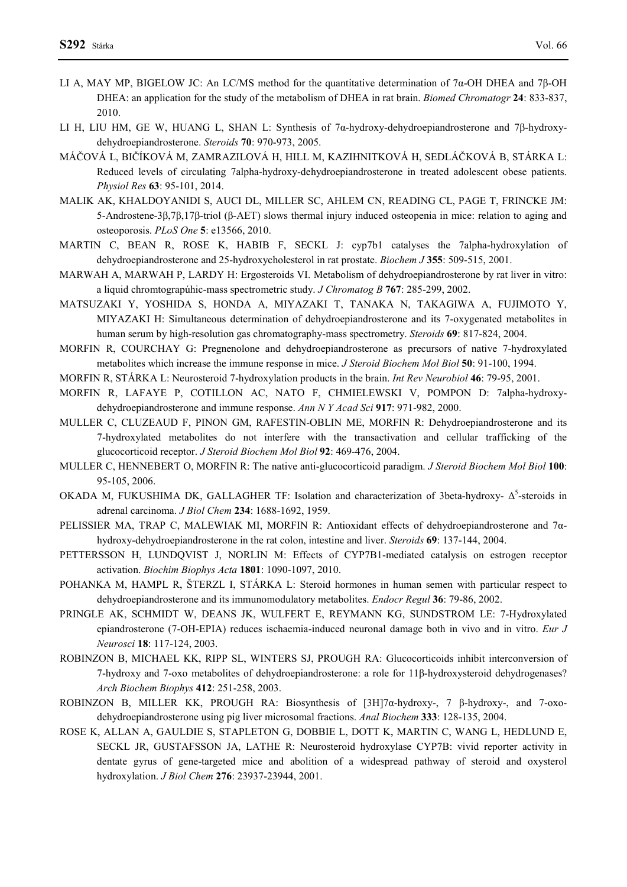LI A, MAY MP, BIGELOW JC: An LC/MS method for the quantitative determination of 7α-OH DHEA and 7β-OH DHEA: an application for the study of the metabolism of DHEA in rat brain. *Biomed Chromatogr* **24**: 833-837, 2010.

LI H, LIU HM, GE W, HUANG L, SHAN L: Synthesis of 7α-hydroxy-dehydroepiandrosterone and 7β-hydroxy-dehydroepiandrosterone. *Steroids* **70**: 970-973, 2005.

MÁČOVÁ L, BIČÍKOVÁ M, ZAMRAZILOVÁ H, HILL M, KAZIHNITKOVÁ H, SEDLÁČKOVÁ B, STÁRKA L: Reduced levels of circulating 7alpha-hydroxy-dehydroepiandrosterone in treated adolescent obese patients. *Physiol Res* **63**: 95-101, 2014.

MALIK AK, KHALDOYANIDI S, AUCI DL, MILLER SC, AHLEM CN, READING CL, PAGE T, FRINCKE JM: 5-Androstene-3β,7β,17β-triol (β-AET) slows thermal injury induced osteopenia in mice: relation to aging and osteoporosis. *PLoS One* **5**: e13566, 2010.

MARTIN C, BEAN R, ROSE K, HABIB F, SECKL J: cyp7b1 catalyses the 7alpha-hydroxylation of dehydroepiandrosterone and 25-hydroxycholesterol in rat prostate. *Biochem J* **355**: 509-515, 2001.

MARWAH A, MARWAH P, LARDY H: Ergosteroids VI. Metabolism of dehydroepiandrosterone by rat liver in vitro: a liquid chromtograpúhic-mass spectrometric study. *J Chromatog B* **767**: 285-299, 2002.

MATSUZAKI Y, YOSHIDA S, HONDA A, MIYAZAKI T, TANAKA N, TAKAGIWA A, FUJIMOTO Y, MIYAZAKI H: Simultaneous determination of dehydroepiandrosterone and its 7-oxygenated metabolites in human serum by high-resolution gas chromatography-mass spectrometry. *Steroids* **69**: 817-824, 2004.

MORFIN R, COURCHAY G: Pregnenolone and dehydroepiandrosterone as precursors of native 7-hydroxylated metabolites which increase the immune response in mice. *J Steroid Biochem Mol Biol* **50**: 91-100, 1994.

MORFIN R, STÁRKA L: Neurosteroid 7-hydroxylation products in the brain. *Int Rev Neurobiol* **46**: 79-95, 2001.

MORFIN R, LAFAYE P, COTILLON AC, NATO F, CHMIELEWSKI V, POMPON D: 7alpha-hydroxy-dehydroepiandrosterone and immune response. *Ann N Y Acad Sci* **917**: 971-982, 2000.

MULLER C, CLUZEAUD F, PINON GM, RAFESTIN-OBLIN ME, MORFIN R: Dehydroepiandrosterone and its 7-hydroxylated metabolites do not interfere with the transactivation and cellular trafficking of the glucocorticoid receptor. *J Steroid Biochem Mol Biol* **92**: 469-476, 2004.

MULLER C, HENNEBERT O, MORFIN R: The native anti-glucocorticoid paradigm. *J Steroid Biochem Mol Biol* **100**: 95-105, 2006.

OKADA M, FUKUSHIMA DK, GALLAGHER TF: Isolation and characterization of 3beta-hydroxy- $\Delta^5$-steroids in adrenal carcinoma. *J Biol Chem* **234**: 1688-1692, 1959.

PELISSIER MA, TRAP C, MALEWIAK MI, MORFIN R: Antioxidant effects of dehydroepiandrosterone and 7α-hydroxy-dehydroepiandrosterone in the rat colon, intestine and liver. *Steroids* **69**: 137-144, 2004.

PETTERSSON H, LUNDQVIST J, NORLIN M: Effects of CYP7B1-mediated catalysis on estrogen receptor activation. *Biochim Biophys Acta* **1801**: 1090-1097, 2010.

POHANKA M, HAMPL R, ŠTERZL I, STÁRKA L: Steroid hormones in human semen with particular respect to dehydroepiandrosterone and its immunomodulatory metabolites. *Endocr Regul* **36**: 79-86, 2002.

PRINGLE AK, SCHMIDT W, DEANS JK, WULFERT E, REYMANN KG, SUNDSTROM LE: 7-Hydroxylated epiandrosterone (7-OH-EPIA) reduces ischaemia-induced neuronal damage both in vivo and in vitro. *Eur J Neurosci* **18**: 117-124, 2003.

ROBINZON B, MICHAEL KK, RIPP SL, WINTERS SJ, PROUGH RA: Glucocorticoids inhibit interconversion of 7-hydroxy and 7-oxo metabolites of dehydroepiandrosterone: a role for 11β-hydroxysteroid dehydrogenases? *Arch Biochem Biophys* **412**: 251-258, 2003.

ROBINZON B, MILLER KK, PROUGH RA: Biosynthesis of [3H]7α-hydroxy-, 7 β-hydroxy-, and 7-oxo-dehydroepiandrosterone using pig liver microsomal fractions. *Anal Biochem* **333**: 128-135, 2004.

ROSE K, ALLAN A, GAULDIE S, STAPLETON G, DOBBIE L, DOTT K, MARTIN C, WANG L, HEDLUND E, SECKL JR, GUSTAFSSON JA, LATHE R: Neurosteroid hydroxylase CYP7B: vivid reporter activity in dentate gyrus of gene-targeted mice and abolition of a widespread pathway of steroid and oxysterol hydroxylation. *J Biol Chem* **276**: 23937-23944, 2001.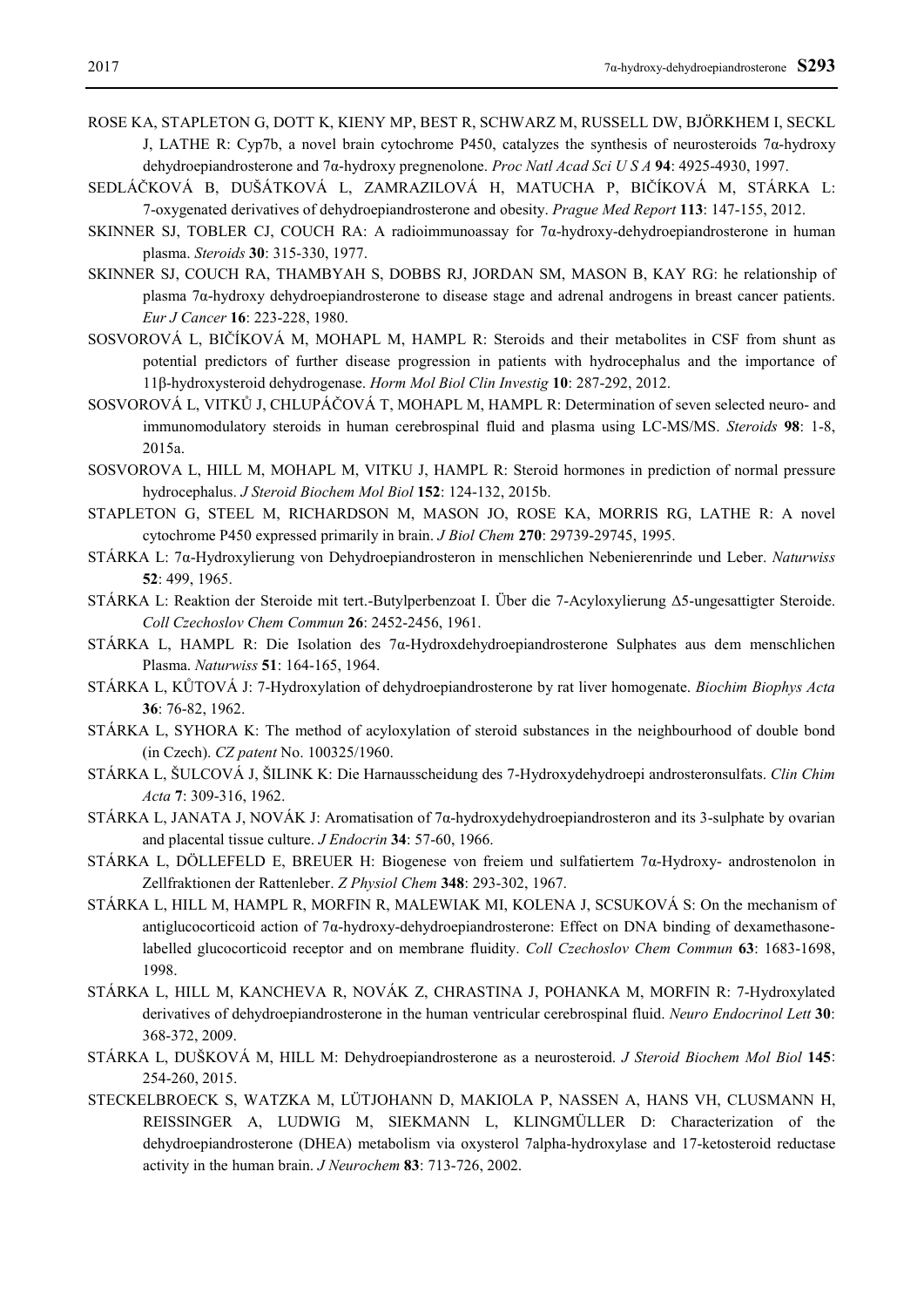ROSE KA, STAPLETON G, DOTT K, KIENY MP, BEST R, SCHWARZ M, RUSSELL DW, BJÖRKHEM I, SECKL J, LATHE R: Cyp7b, a novel brain cytochrome P450, catalyzes the synthesis of neurosteroids 7α-hydroxy dehydroepiandrosterone and 7α-hydroxy pregnenolone. *Proc Natl Acad Sci U S A* **94**: 4925-4930, 1997.

SEDLÁČKOVÁ B, DUŠÁTKOVÁ L, ZAMRAZILOVÁ H, MATUCHA P, BIČÍKOVÁ M, STÁRKA L: 7-oxygenated derivatives of dehydroepiandrosterone and obesity. *Prague Med Report* **113**: 147-155, 2012.

SKINNER SJ, TOBLER CJ, COUCH RA: A radioimmunoassay for 7α-hydroxy-dehydroepiandrosterone in human plasma. *Steroids* **30**: 315-330, 1977.

SKINNER SJ, COUCH RA, THAMBYAH S, DOBBS RJ, JORDAN SM, MASON B, KAY RG: he relationship of plasma 7α-hydroxy dehydroepiandrosterone to disease stage and adrenal androgens in breast cancer patients. *Eur J Cancer* **16**: 223-228, 1980.

SOSVOROVÁ L, BIČÍKOVÁ M, MOHAPL M, HAMPL R: Steroids and their metabolites in CSF from shunt as potential predictors of further disease progression in patients with hydrocephalus and the importance of 11β-hydroxysteroid dehydrogenase. *Horm Mol Biol Clin Investig* **10**: 287-292, 2012.

SOSVOROVÁ L, VITKŮ J, CHLUPÁČOVÁ T, MOHAPL M, HAMPL R: Determination of seven selected neuro- and immunomodulatory steroids in human cerebrospinal fluid and plasma using LC-MS/MS. *Steroids* **98**: 1-8, 2015a.

SOSVOROVA L, HILL M, MOHAPL M, VITKU J, HAMPL R: Steroid hormones in prediction of normal pressure hydrocephalus. *J Steroid Biochem Mol Biol* **152**: 124-132, 2015b.

STAPLETON G, STEEL M, RICHARDSON M, MASON JO, ROSE KA, MORRIS RG, LATHE R: A novel cytochrome P450 expressed primarily in brain. *J Biol Chem* **270**: 29739-29745, 1995.

STÁRKA L: 7α-Hydroxylierung von Dehydroepiandrosteron in menschlichen Nebenierenrinde und Leber. *Naturwiss* **52**: 499, 1965.

STÁRKA L: Reaktion der Steroide mit tert.-Butylperbenzoat I. Über die 7-Acyloxylierung Δ5-ungesattigter Steroide. *Coll Czechoslov Chem Commun* **26**: 2452-2456, 1961.

STÁRKA L, HAMPL R: Die Isolation des 7α-Hydroxdehydroepiandrosterone Sulphates aus dem menschlichen Plasma. *Naturwiss* **51**: 164-165, 1964.

STÁRKA L, KŮTOVÁ J: 7-Hydroxylation of dehydroepiandrosterone by rat liver homogenate. *Biochim Biophys Acta* **36**: 76-82, 1962.

STÁRKA L, SYHORA K: The method of acyloxylation of steroid substances in the neighbourhood of double bond (in Czech). *CZ patent* No. 100325/1960.

STÁRKA L, ŠULCOVÁ J, ŠILINK K: Die Harnausscheidung des 7-Hydroxydehydroepi androsteronsulfats. *Clin Chim Acta* **7**: 309-316, 1962.

STÁRKA L, JANATA J, NOVÁK J: Aromatisation of 7α-hydroxydehydroepiandrosteron and its 3-sulphate by ovarian and placental tissue culture. *J Endocrin* **34**: 57-60, 1966.

STÁRKA L, DÖLLEFELD E, BREUER H: Biogenese von freiem und sulfatiertem 7α-Hydroxy- androstenolon in Zellfraktionen der Rattenleber. *Z Physiol Chem* **348**: 293-302, 1967.

STÁRKA L, HILL M, HAMPL R, MORFIN R, MALEWIAK MI, KOLENA J, SCSUKOVÁ S: On the mechanism of antiglucocorticoid action of 7α-hydroxy-dehydroepiandrosterone: Effect on DNA binding of dexamethasone-labelled glucocorticoid receptor and on membrane fluidity. *Coll Czechoslov Chem Commun* **63**: 1683-1698, 1998.

STÁRKA L, HILL M, KANCHEVA R, NOVÁK Z, CHRASTINA J, POHANKA M, MORFIN R: 7-Hydroxylated derivatives of dehydroepiandrosterone in the human ventricular cerebrospinal fluid. *Neuro Endocrinol Lett* **30**: 368-372, 2009.

STÁRKA L, DUŠKOVÁ M, HILL M: Dehydroepiandrosterone as a neurosteroid. *J Steroid Biochem Mol Biol* **145**: 254-260, 2015.

STECKELBROECK S, WATZKA M, LÜTJOHANN D, MAKIOLA P, NASSEN A, HANS VH, CLUSMANN H, REISSINGER A, LUDWIG M, SIEKMANN L, KLINGMÜLLER D: Characterization of the dehydroepiandrosterone (DHEA) metabolism via oxysterol 7alpha-hydroxylase and 17-ketosteroid reductase activity in the human brain. *J Neurochem* **83**: 713-726, 2002.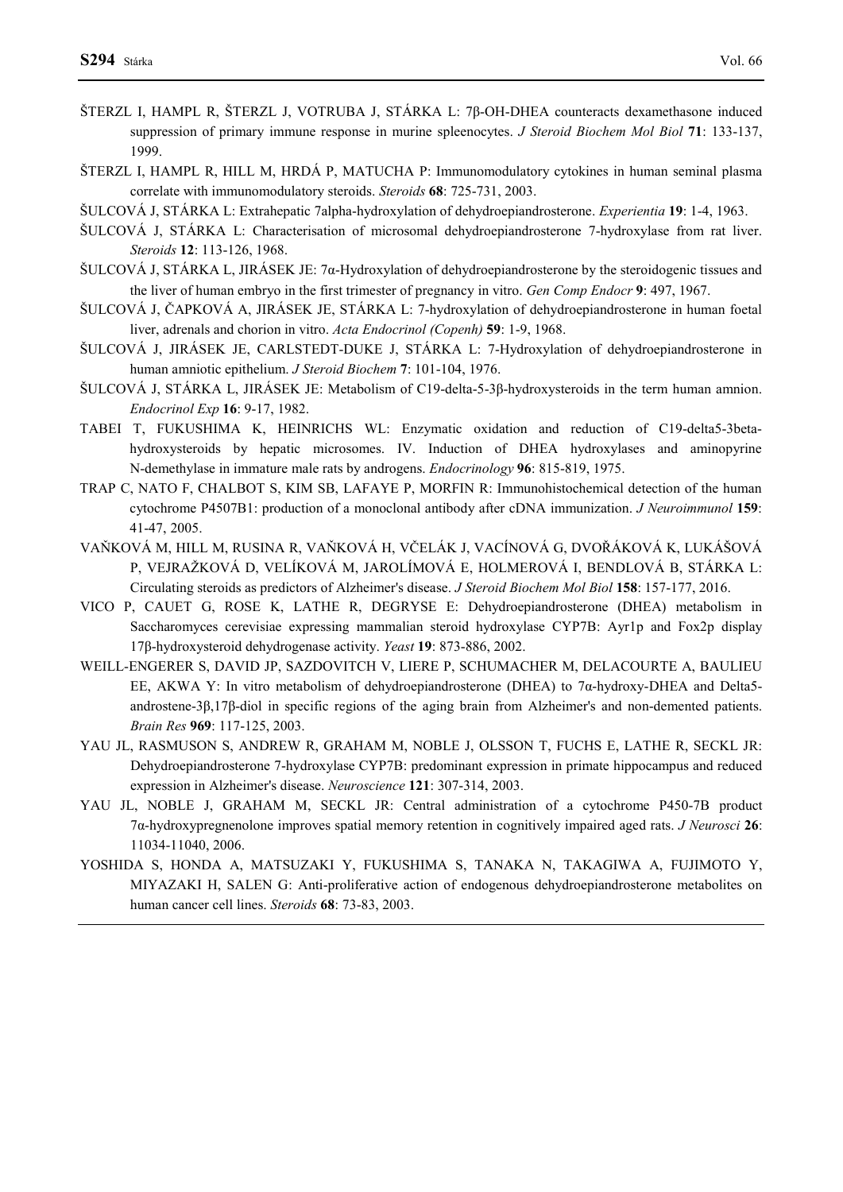ŠTERZL I, HAMPL R, ŠTERZL J, VOTRUBA J, STÁRKA L: 7β-OH-DHEA counteracts dexamethasone induced suppression of primary immune response in murine spleenocytes. *J Steroid Biochem Mol Biol* **71**: 133-137, 1999.

ŠTERZL I, HAMPL R, HILL M, HRDÁ P, MATUCHA P: Immunomodulatory cytokines in human seminal plasma correlate with immunomodulatory steroids. *Steroids* **68**: 725-731, 2003.

ŠULCOVÁ J, STÁRKA L: Extrahepatic 7alpha-hydroxylation of dehydroepiandrosterone. *Experientia* **19**: 1-4, 1963.

ŠULCOVÁ J, STÁRKA L: Characterisation of microsomal dehydroepiandrosterone 7-hydroxylase from rat liver. *Steroids* **12**: 113-126, 1968.

ŠULCOVÁ J, STÁRKA L, JIRÁSEK JE: 7α-Hydroxylation of dehydroepiandrosterone by the steroidogenic tissues and the liver of human embryo in the first trimester of pregnancy in vitro. *Gen Comp Endocr* **9**: 497, 1967.

ŠULCOVÁ J, ČAPKOVÁ A, JIRÁSEK JE, STÁRKA L: 7-hydroxylation of dehydroepiandrosterone in human foetal liver, adrenals and chorion in vitro. *Acta Endocrinol (Copenh)* **59**: 1-9, 1968.

ŠULCOVÁ J, JIRÁSEK JE, CARLSTEDT-DUKE J, STÁRKA L: 7-Hydroxylation of dehydroepiandrosterone in human amniotic epithelium. *J Steroid Biochem* **7**: 101-104, 1976.

ŠULCOVÁ J, STÁRKA L, JIRÁSEK JE: Metabolism of C19-delta-5-3β-hydroxysteroids in the term human amnion. *Endocrinol Exp* **16**: 9-17, 1982.

TABEI T, FUKUSHIMA K, HEINRICHS WL: Enzymatic oxidation and reduction of C19-delta5-3beta-hydroxysteroids by hepatic microsomes. IV. Induction of DHEA hydroxylases and aminopyrine N-demethylase in immature male rats by androgens. *Endocrinology* **96**: 815-819, 1975.

TRAP C, NATO F, CHALBOT S, KIM SB, LAFAYE P, MORFIN R: Immunohistochemical detection of the human cytochrome P4507B1: production of a monoclonal antibody after cDNA immunization. *J Neuroimmunol* **159**: 41-47, 2005.

VAŇKOVÁ M, HILL M, RUSINA R, VAŇKOVÁ H, VČELÁK J, VACÍNOVÁ G, DVOŘÁKOVÁ K, LUKÁŠOVÁ P, VEJRAŽKOVÁ D, VELÍKOVÁ M, JAROLÍMOVÁ E, HOLMEROVÁ I, BENDLOVÁ B, STÁRKA L: Circulating steroids as predictors of Alzheimer's disease. *J Steroid Biochem Mol Biol* **158**: 157-177, 2016.

VICO P, CAUET G, ROSE K, LATHE R, DEGRYSE E: Dehydroepiandrosterone (DHEA) metabolism in Saccharomyces cerevisiae expressing mammalian steroid hydroxylase CYP7B: Ayr1p and Fox2p display 17β-hydroxysteroid dehydrogenase activity. *Yeast* **19**: 873-886, 2002.

WEILL-ENGERER S, DAVID JP, SAZDOVITCH V, LIERE P, SCHUMACHER M, DELACOURTE A, BAULIEU EE, AKWA Y: In vitro metabolism of dehydroepiandrosterone (DHEA) to 7α-hydroxy-DHEA and Delta5-androstene-3β,17β-diol in specific regions of the aging brain from Alzheimer's and non-demented patients. *Brain Res* **969**: 117-125, 2003.

YAU JL, RASMUSON S, ANDREW R, GRAHAM M, NOBLE J, OLSSON T, FUCHS E, LATHE R, SECKL JR: Dehydroepiandrosterone 7-hydroxylase CYP7B: predominant expression in primate hippocampus and reduced expression in Alzheimer's disease. *Neuroscience* **121**: 307-314, 2003.

YAU JL, NOBLE J, GRAHAM M, SECKL JR: Central administration of a cytochrome P450-7B product 7α-hydroxypregnenolone improves spatial memory retention in cognitively impaired aged rats. *J Neurosci* **26**: 11034-11040, 2006.

YOSHIDA S, HONDA A, MATSUZAKI Y, FUKUSHIMA S, TANAKA N, TAKAGIWA A, FUJIMOTO Y, MIYAZAKI H, SALEN G: Anti-proliferative action of endogenous dehydroepiandrosterone metabolites on human cancer cell lines. *Steroids* **68**: 73-83, 2003.